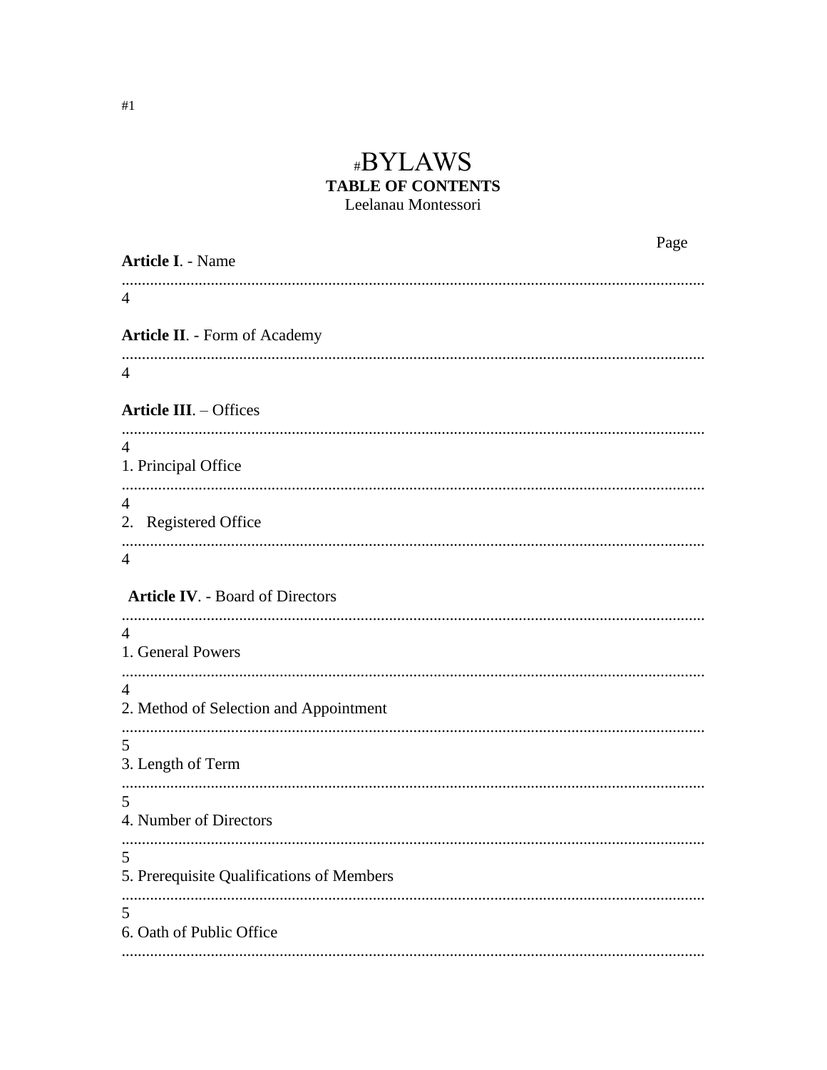#1

# #BYLAWS

**TABLE OF CONTENTS**

Leelanau Montessori

| | Page |
|---|---|
| **Article I**. - Name | 4 |
| **Article II**. - Form of Academy | 4 |
| **Article III**. – Offices | 4 |
| 1. Principal Office | 4 |
| 2. Registered Office | 4 |
| **Article IV**. - Board of Directors | 4 |
| 1. General Powers | 4 |
| 2. Method of Selection and Appointment | 5 |
| 3. Length of Term | 5 |
| 4. Number of Directors | 5 |
| 5. Prerequisite Qualifications of Members | 5 |
| 6. Oath of Public Office | |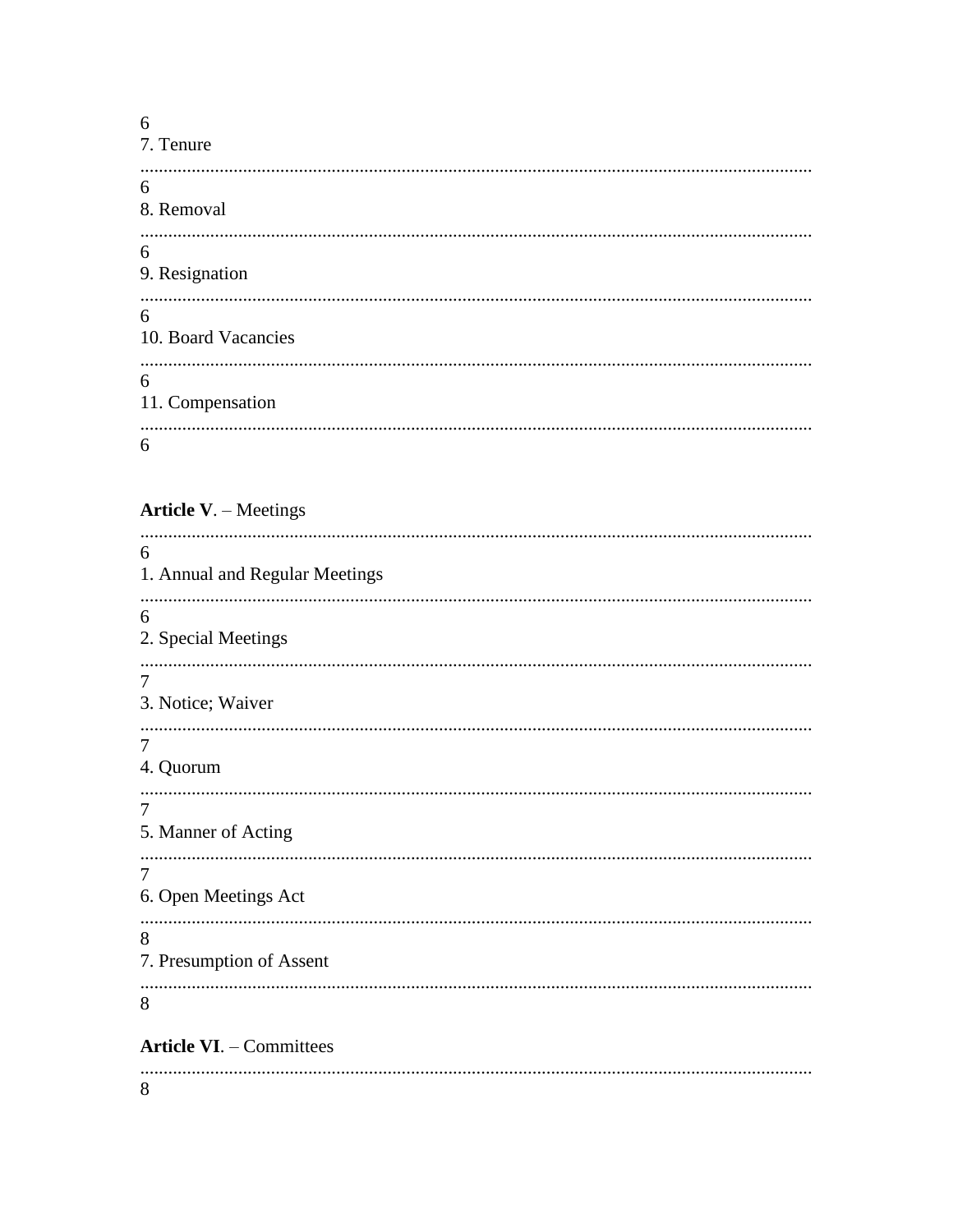6
7. Tenure
................................................................................................................................................
6
8. Removal
................................................................................................................................................
6
9. Resignation
................................................................................................................................................
6
10. Board Vacancies
................................................................................................................................................
6
11. Compensation
................................................................................................................................................
6

**Article V**. – Meetings
................................................................................................................................................
6
1. Annual and Regular Meetings
................................................................................................................................................
6
2. Special Meetings
................................................................................................................................................
7
3. Notice; Waiver
................................................................................................................................................
7
4. Quorum
................................................................................................................................................
7
5. Manner of Acting
................................................................................................................................................
7
6. Open Meetings Act
................................................................................................................................................
8
7. Presumption of Assent
................................................................................................................................................
8

**Article VI**. – Committees
................................................................................................................................................
8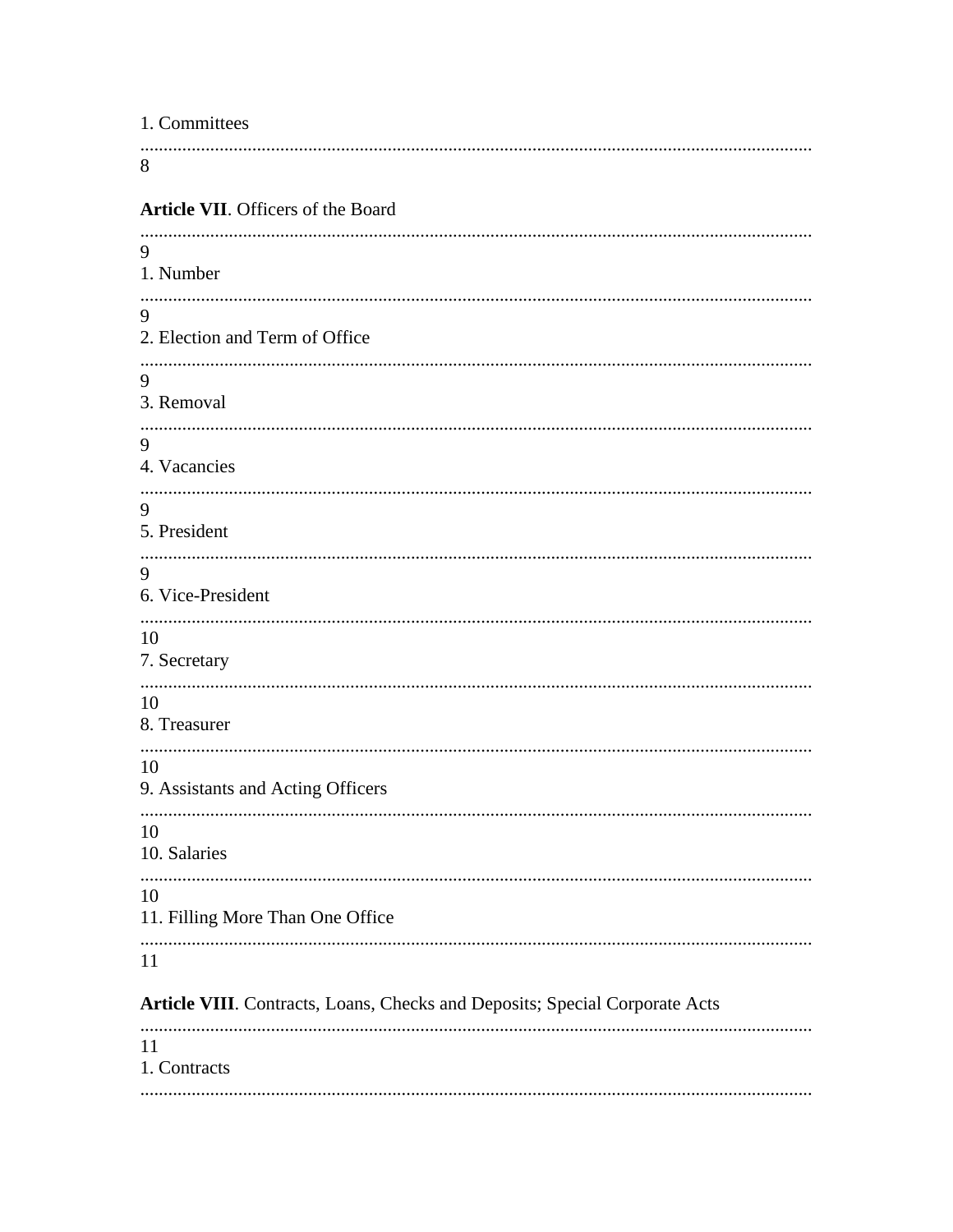1. Committees ........................................................................................................................................ 8

**Article VII**. Officers of the Board ........................................................................................................................................ 9

1. Number ........................................................................................................................................ 9

2. Election and Term of Office ........................................................................................................................................ 9

3. Removal ........................................................................................................................................ 9

4. Vacancies ........................................................................................................................................ 9

5. President ........................................................................................................................................ 9

6. Vice-President ........................................................................................................................................ 10

7. Secretary ........................................................................................................................................ 10

8. Treasurer ........................................................................................................................................ 10

9. Assistants and Acting Officers ........................................................................................................................................ 10

10. Salaries ........................................................................................................................................ 10

11. Filling More Than One Office ........................................................................................................................................ 11

**Article VIII**. Contracts, Loans, Checks and Deposits; Special Corporate Acts ........................................................................................................................................ 11

1. Contracts ........................................................................................................................................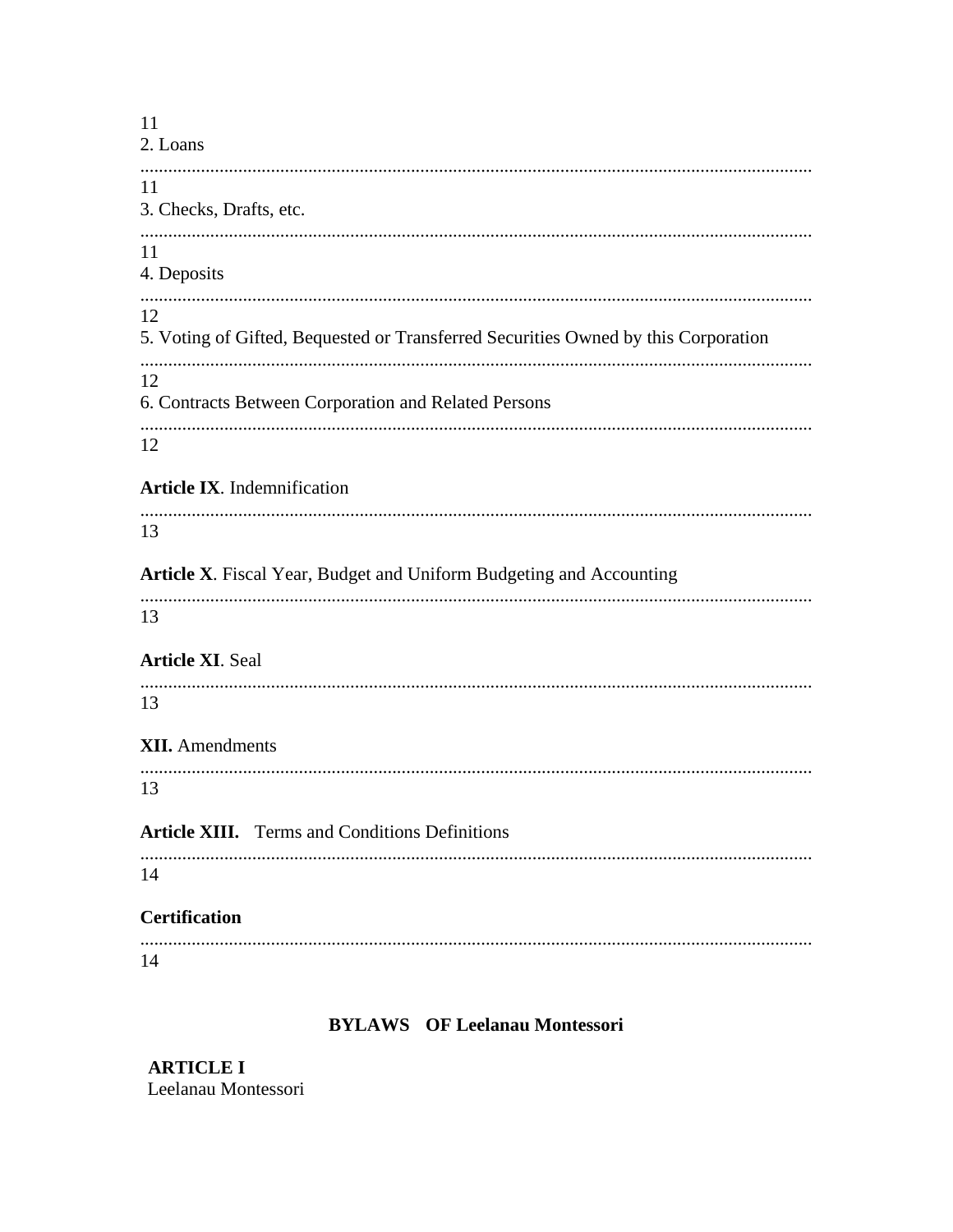11

2. Loans
................................................................................................................................................
11

3. Checks, Drafts, etc.
................................................................................................................................................
11

4. Deposits
................................................................................................................................................
12

5. Voting of Gifted, Bequested or Transferred Securities Owned by this Corporation
................................................................................................................................................
12

6. Contracts Between Corporation and Related Persons
................................................................................................................................................
12

**Article IX**. Indemnification
................................................................................................................................................
13

**Article X**. Fiscal Year, Budget and Uniform Budgeting and Accounting
................................................................................................................................................
13

**Article XI**. Seal
................................................................................................................................................
13

**XII.** Amendments
................................................................................................................................................
13

**Article XIII.** Terms and Conditions Definitions
................................................................................................................................................
14

**Certification**
................................................................................................................................................
14

## BYLAWS OF Leelanau Montessori

**ARTICLE I**
Leelanau Montessori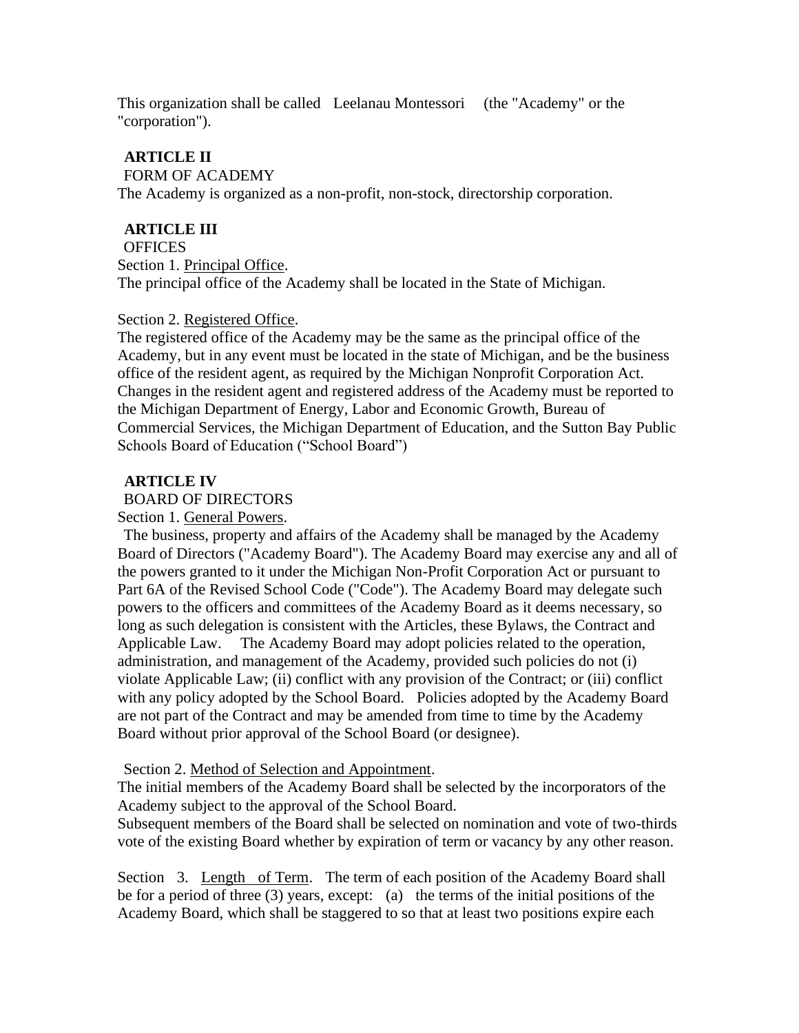This organization shall be called Leelanau Montessori (the "Academy" or the "corporation").

**ARTICLE II**

FORM OF ACADEMY

The Academy is organized as a non-profit, non-stock, directorship corporation.

**ARTICLE III**

OFFICES

Section 1. Principal Office.

The principal office of the Academy shall be located in the State of Michigan.

Section 2. Registered Office.

The registered office of the Academy may be the same as the principal office of the Academy, but in any event must be located in the state of Michigan, and be the business office of the resident agent, as required by the Michigan Nonprofit Corporation Act. Changes in the resident agent and registered address of the Academy must be reported to the Michigan Department of Energy, Labor and Economic Growth, Bureau of Commercial Services, the Michigan Department of Education, and the Sutton Bay Public Schools Board of Education ("School Board")

**ARTICLE IV**

BOARD OF DIRECTORS

Section 1. General Powers.

The business, property and affairs of the Academy shall be managed by the Academy Board of Directors ("Academy Board"). The Academy Board may exercise any and all of the powers granted to it under the Michigan Non-Profit Corporation Act or pursuant to Part 6A of the Revised School Code ("Code"). The Academy Board may delegate such powers to the officers and committees of the Academy Board as it deems necessary, so long as such delegation is consistent with the Articles, these Bylaws, the Contract and Applicable Law. The Academy Board may adopt policies related to the operation, administration, and management of the Academy, provided such policies do not (i) violate Applicable Law; (ii) conflict with any provision of the Contract; or (iii) conflict with any policy adopted by the School Board. Policies adopted by the Academy Board are not part of the Contract and may be amended from time to time by the Academy Board without prior approval of the School Board (or designee).

Section 2. Method of Selection and Appointment.

The initial members of the Academy Board shall be selected by the incorporators of the Academy subject to the approval of the School Board.

Subsequent members of the Board shall be selected on nomination and vote of two-thirds vote of the existing Board whether by expiration of term or vacancy by any other reason.

Section 3. Length of Term. The term of each position of the Academy Board shall be for a period of three (3) years, except: (a) the terms of the initial positions of the Academy Board, which shall be staggered to so that at least two positions expire each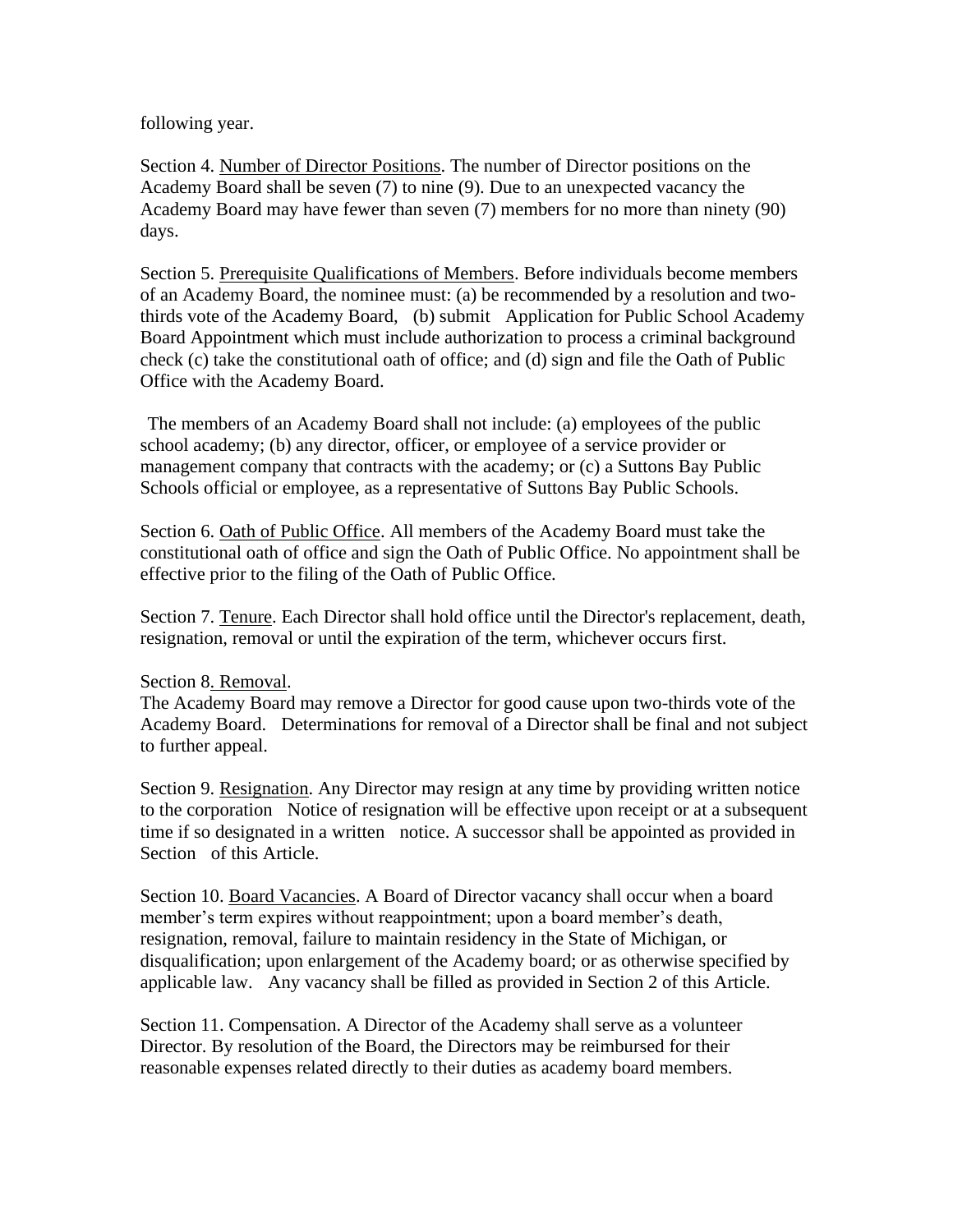following year.

Section 4. Number of Director Positions. The number of Director positions on the Academy Board shall be seven (7) to nine (9). Due to an unexpected vacancy the Academy Board may have fewer than seven (7) members for no more than ninety (90) days.

Section 5. Prerequisite Qualifications of Members. Before individuals become members of an Academy Board, the nominee must: (a) be recommended by a resolution and two-thirds vote of the Academy Board, (b) submit Application for Public School Academy Board Appointment which must include authorization to process a criminal background check (c) take the constitutional oath of office; and (d) sign and file the Oath of Public Office with the Academy Board.

The members of an Academy Board shall not include: (a) employees of the public school academy; (b) any director, officer, or employee of a service provider or management company that contracts with the academy; or (c) a Suttons Bay Public Schools official or employee, as a representative of Suttons Bay Public Schools.

Section 6. Oath of Public Office. All members of the Academy Board must take the constitutional oath of office and sign the Oath of Public Office. No appointment shall be effective prior to the filing of the Oath of Public Office.

Section 7. Tenure. Each Director shall hold office until the Director's replacement, death, resignation, removal or until the expiration of the term, whichever occurs first.

Section 8. Removal.
The Academy Board may remove a Director for good cause upon two-thirds vote of the Academy Board. Determinations for removal of a Director shall be final and not subject to further appeal.

Section 9. Resignation. Any Director may resign at any time by providing written notice to the corporation Notice of resignation will be effective upon receipt or at a subsequent time if so designated in a written notice. A successor shall be appointed as provided in Section of this Article.

Section 10. Board Vacancies. A Board of Director vacancy shall occur when a board member's term expires without reappointment; upon a board member's death, resignation, removal, failure to maintain residency in the State of Michigan, or disqualification; upon enlargement of the Academy board; or as otherwise specified by applicable law. Any vacancy shall be filled as provided in Section 2 of this Article.

Section 11. Compensation. A Director of the Academy shall serve as a volunteer Director. By resolution of the Board, the Directors may be reimbursed for their reasonable expenses related directly to their duties as academy board members.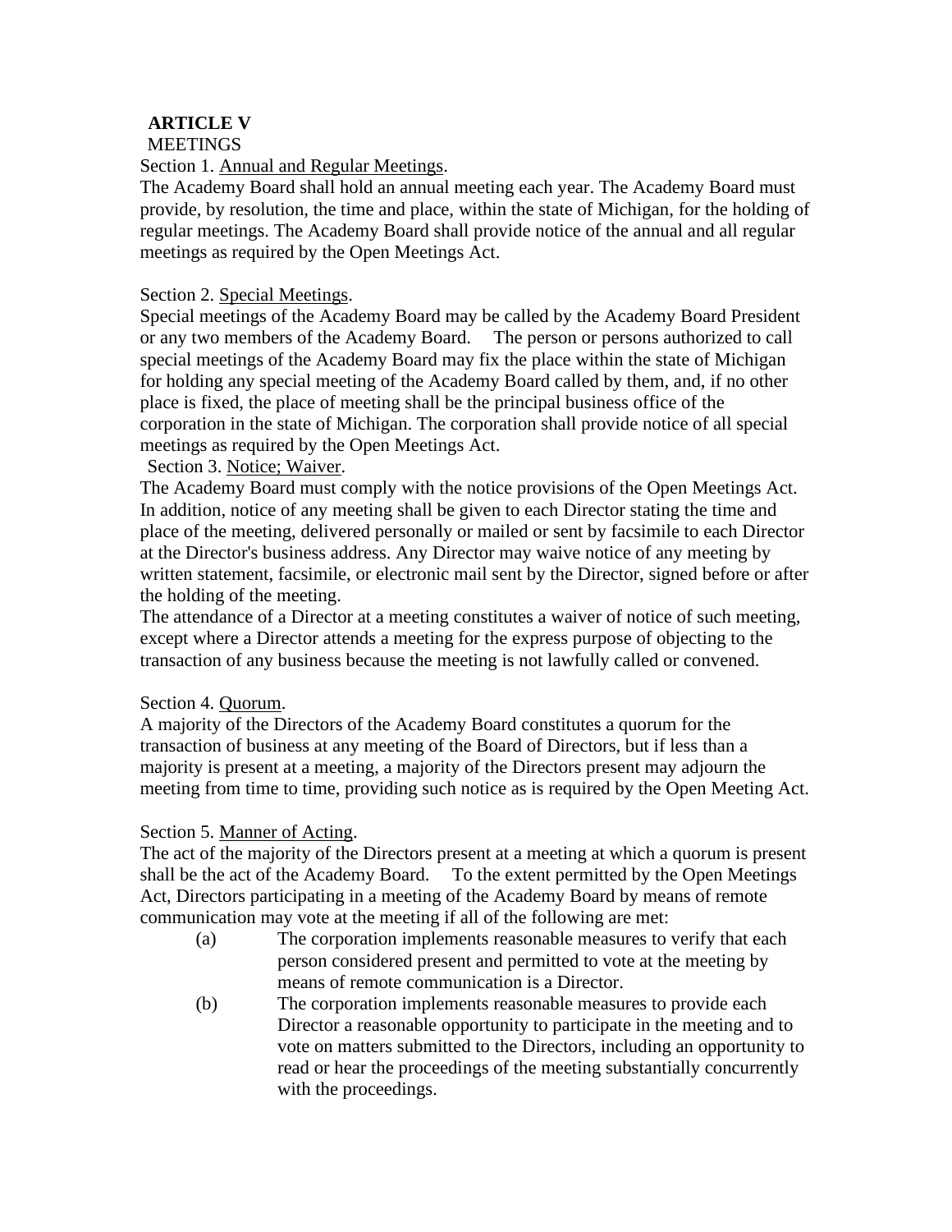## ARTICLE V

MEETINGS

Section 1. Annual and Regular Meetings.

The Academy Board shall hold an annual meeting each year. The Academy Board must provide, by resolution, the time and place, within the state of Michigan, for the holding of regular meetings. The Academy Board shall provide notice of the annual and all regular meetings as required by the Open Meetings Act.

Section 2. Special Meetings.

Special meetings of the Academy Board may be called by the Academy Board President or any two members of the Academy Board. The person or persons authorized to call special meetings of the Academy Board may fix the place within the state of Michigan for holding any special meeting of the Academy Board called by them, and, if no other place is fixed, the place of meeting shall be the principal business office of the corporation in the state of Michigan. The corporation shall provide notice of all special meetings as required by the Open Meetings Act.

Section 3. Notice; Waiver.

The Academy Board must comply with the notice provisions of the Open Meetings Act. In addition, notice of any meeting shall be given to each Director stating the time and place of the meeting, delivered personally or mailed or sent by facsimile to each Director at the Director's business address. Any Director may waive notice of any meeting by written statement, facsimile, or electronic mail sent by the Director, signed before or after the holding of the meeting.

The attendance of a Director at a meeting constitutes a waiver of notice of such meeting, except where a Director attends a meeting for the express purpose of objecting to the transaction of any business because the meeting is not lawfully called or convened.

Section 4. Quorum.

A majority of the Directors of the Academy Board constitutes a quorum for the transaction of business at any meeting of the Board of Directors, but if less than a majority is present at a meeting, a majority of the Directors present may adjourn the meeting from time to time, providing such notice as is required by the Open Meeting Act.

Section 5. Manner of Acting.

The act of the majority of the Directors present at a meeting at which a quorum is present shall be the act of the Academy Board. To the extent permitted by the Open Meetings Act, Directors participating in a meeting of the Academy Board by means of remote communication may vote at the meeting if all of the following are met:

(a) The corporation implements reasonable measures to verify that each person considered present and permitted to vote at the meeting by means of remote communication is a Director.

(b) The corporation implements reasonable measures to provide each Director a reasonable opportunity to participate in the meeting and to vote on matters submitted to the Directors, including an opportunity to read or hear the proceedings of the meeting substantially concurrently with the proceedings.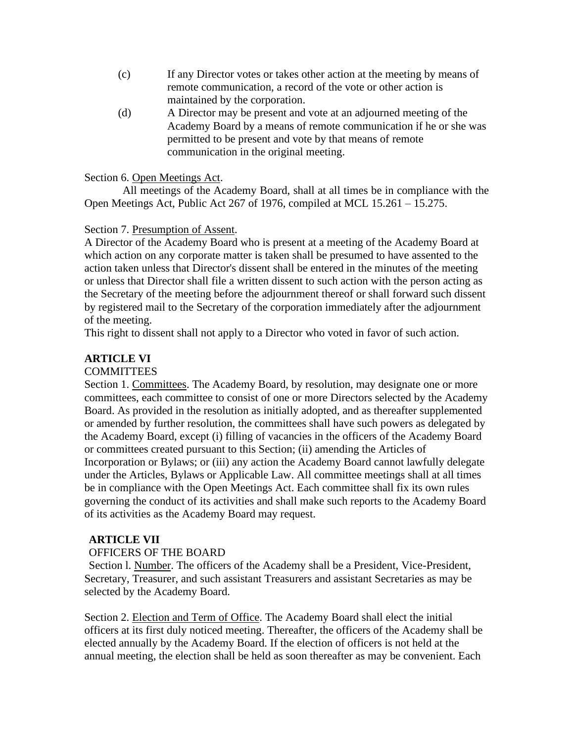(c) If any Director votes or takes other action at the meeting by means of remote communication, a record of the vote or other action is maintained by the corporation.

(d) A Director may be present and vote at an adjourned meeting of the Academy Board by a means of remote communication if he or she was permitted to be present and vote by that means of remote communication in the original meeting.

Section 6. Open Meetings Act.

All meetings of the Academy Board, shall at all times be in compliance with the Open Meetings Act, Public Act 267 of 1976, compiled at MCL 15.261 – 15.275.

Section 7. Presumption of Assent.

A Director of the Academy Board who is present at a meeting of the Academy Board at which action on any corporate matter is taken shall be presumed to have assented to the action taken unless that Director's dissent shall be entered in the minutes of the meeting or unless that Director shall file a written dissent to such action with the person acting as the Secretary of the meeting before the adjournment thereof or shall forward such dissent by registered mail to the Secretary of the corporation immediately after the adjournment of the meeting.

This right to dissent shall not apply to a Director who voted in favor of such action.

**ARTICLE VI**

COMMITTEES

Section 1. Committees. The Academy Board, by resolution, may designate one or more committees, each committee to consist of one or more Directors selected by the Academy Board. As provided in the resolution as initially adopted, and as thereafter supplemented or amended by further resolution, the committees shall have such powers as delegated by the Academy Board, except (i) filling of vacancies in the officers of the Academy Board or committees created pursuant to this Section; (ii) amending the Articles of Incorporation or Bylaws; or (iii) any action the Academy Board cannot lawfully delegate under the Articles, Bylaws or Applicable Law. All committee meetings shall at all times be in compliance with the Open Meetings Act. Each committee shall fix its own rules governing the conduct of its activities and shall make such reports to the Academy Board of its activities as the Academy Board may request.

**ARTICLE VII**

OFFICERS OF THE BOARD

Section l. Number. The officers of the Academy shall be a President, Vice-President, Secretary, Treasurer, and such assistant Treasurers and assistant Secretaries as may be selected by the Academy Board.

Section 2. Election and Term of Office. The Academy Board shall elect the initial officers at its first duly noticed meeting. Thereafter, the officers of the Academy shall be elected annually by the Academy Board. If the election of officers is not held at the annual meeting, the election shall be held as soon thereafter as may be convenient. Each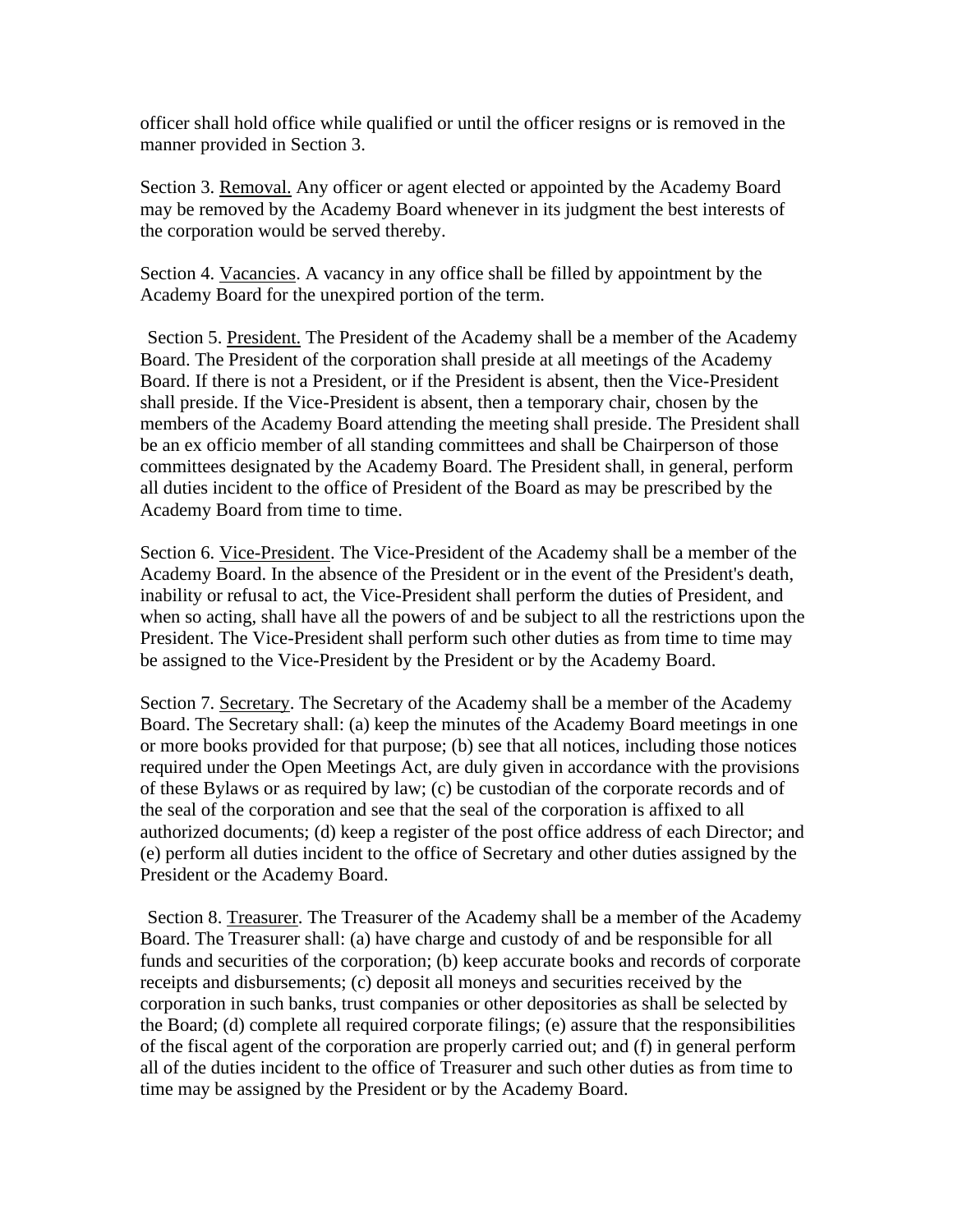officer shall hold office while qualified or until the officer resigns or is removed in the manner provided in Section 3.

Section 3. Removal. Any officer or agent elected or appointed by the Academy Board may be removed by the Academy Board whenever in its judgment the best interests of the corporation would be served thereby.

Section 4. Vacancies. A vacancy in any office shall be filled by appointment by the Academy Board for the unexpired portion of the term.

Section 5. President. The President of the Academy shall be a member of the Academy Board. The President of the corporation shall preside at all meetings of the Academy Board. If there is not a President, or if the President is absent, then the Vice-President shall preside. If the Vice-President is absent, then a temporary chair, chosen by the members of the Academy Board attending the meeting shall preside. The President shall be an ex officio member of all standing committees and shall be Chairperson of those committees designated by the Academy Board. The President shall, in general, perform all duties incident to the office of President of the Board as may be prescribed by the Academy Board from time to time.

Section 6. Vice-President. The Vice-President of the Academy shall be a member of the Academy Board. In the absence of the President or in the event of the President's death, inability or refusal to act, the Vice-President shall perform the duties of President, and when so acting, shall have all the powers of and be subject to all the restrictions upon the President. The Vice-President shall perform such other duties as from time to time may be assigned to the Vice-President by the President or by the Academy Board.

Section 7. Secretary. The Secretary of the Academy shall be a member of the Academy Board. The Secretary shall: (a) keep the minutes of the Academy Board meetings in one or more books provided for that purpose; (b) see that all notices, including those notices required under the Open Meetings Act, are duly given in accordance with the provisions of these Bylaws or as required by law; (c) be custodian of the corporate records and of the seal of the corporation and see that the seal of the corporation is affixed to all authorized documents; (d) keep a register of the post office address of each Director; and (e) perform all duties incident to the office of Secretary and other duties assigned by the President or the Academy Board.

Section 8. Treasurer. The Treasurer of the Academy shall be a member of the Academy Board. The Treasurer shall: (a) have charge and custody of and be responsible for all funds and securities of the corporation; (b) keep accurate books and records of corporate receipts and disbursements; (c) deposit all moneys and securities received by the corporation in such banks, trust companies or other depositories as shall be selected by the Board; (d) complete all required corporate filings; (e) assure that the responsibilities of the fiscal agent of the corporation are properly carried out; and (f) in general perform all of the duties incident to the office of Treasurer and such other duties as from time to time may be assigned by the President or by the Academy Board.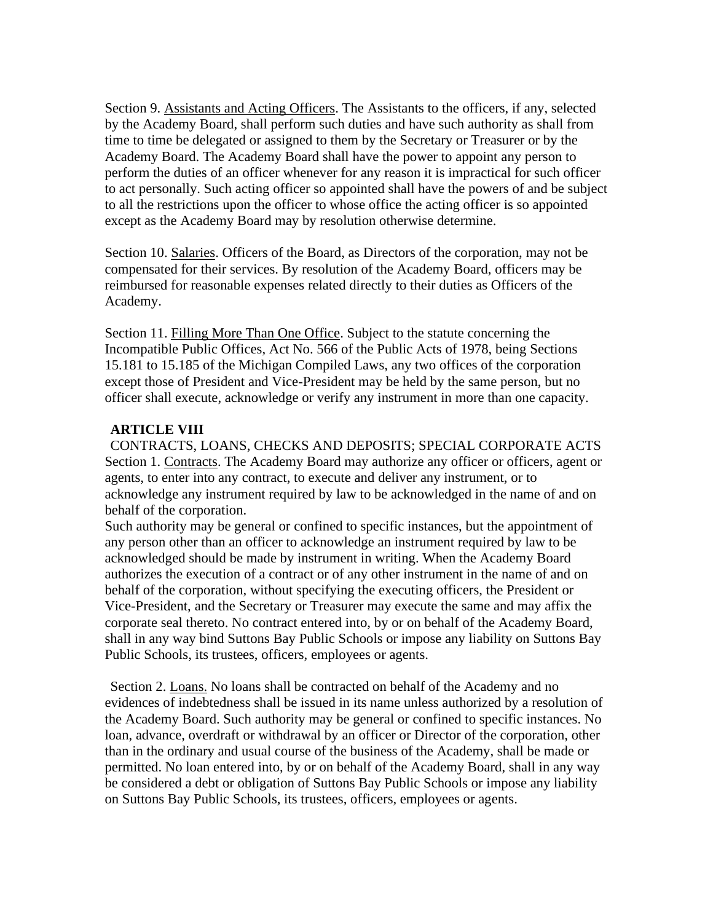Section 9. Assistants and Acting Officers. The Assistants to the officers, if any, selected by the Academy Board, shall perform such duties and have such authority as shall from time to time be delegated or assigned to them by the Secretary or Treasurer or by the Academy Board. The Academy Board shall have the power to appoint any person to perform the duties of an officer whenever for any reason it is impractical for such officer to act personally. Such acting officer so appointed shall have the powers of and be subject to all the restrictions upon the officer to whose office the acting officer is so appointed except as the Academy Board may by resolution otherwise determine.

Section 10. Salaries. Officers of the Board, as Directors of the corporation, may not be compensated for their services. By resolution of the Academy Board, officers may be reimbursed for reasonable expenses related directly to their duties as Officers of the Academy.

Section 11. Filling More Than One Office. Subject to the statute concerning the Incompatible Public Offices, Act No. 566 of the Public Acts of 1978, being Sections 15.181 to 15.185 of the Michigan Compiled Laws, any two offices of the corporation except those of President and Vice-President may be held by the same person, but no officer shall execute, acknowledge or verify any instrument in more than one capacity.

## ARTICLE VIII

CONTRACTS, LOANS, CHECKS AND DEPOSITS; SPECIAL CORPORATE ACTS

Section 1. Contracts. The Academy Board may authorize any officer or officers, agent or agents, to enter into any contract, to execute and deliver any instrument, or to acknowledge any instrument required by law to be acknowledged in the name of and on behalf of the corporation.

Such authority may be general or confined to specific instances, but the appointment of any person other than an officer to acknowledge an instrument required by law to be acknowledged should be made by instrument in writing. When the Academy Board authorizes the execution of a contract or of any other instrument in the name of and on behalf of the corporation, without specifying the executing officers, the President or Vice-President, and the Secretary or Treasurer may execute the same and may affix the corporate seal thereto. No contract entered into, by or on behalf of the Academy Board, shall in any way bind Suttons Bay Public Schools or impose any liability on Suttons Bay Public Schools, its trustees, officers, employees or agents.

Section 2. Loans. No loans shall be contracted on behalf of the Academy and no evidences of indebtedness shall be issued in its name unless authorized by a resolution of the Academy Board. Such authority may be general or confined to specific instances. No loan, advance, overdraft or withdrawal by an officer or Director of the corporation, other than in the ordinary and usual course of the business of the Academy, shall be made or permitted. No loan entered into, by or on behalf of the Academy Board, shall in any way be considered a debt or obligation of Suttons Bay Public Schools or impose any liability on Suttons Bay Public Schools, its trustees, officers, employees or agents.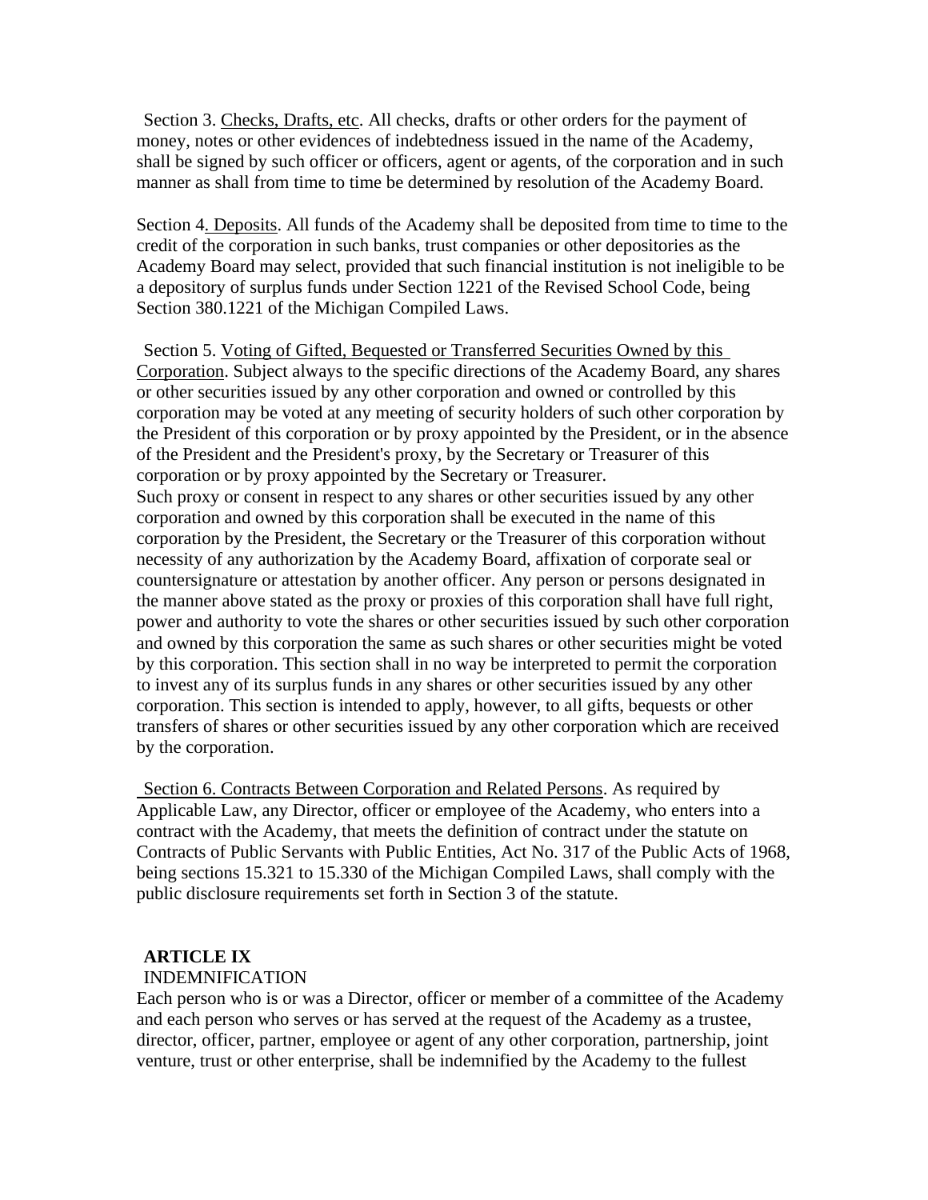Section 3. <u>Checks, Drafts, etc</u>. All checks, drafts or other orders for the payment of money, notes or other evidences of indebtedness issued in the name of the Academy, shall be signed by such officer or officers, agent or agents, of the corporation and in such manner as shall from time to time be determined by resolution of the Academy Board.

Section 4<u>. Deposits</u>. All funds of the Academy shall be deposited from time to time to the credit of the corporation in such banks, trust companies or other depositories as the Academy Board may select, provided that such financial institution is not ineligible to be a depository of surplus funds under Section 1221 of the Revised School Code, being Section 380.1221 of the Michigan Compiled Laws.

Section 5. <u>Voting of Gifted, Bequested or Transferred Securities Owned by this Corporation</u>. Subject always to the specific directions of the Academy Board, any shares or other securities issued by any other corporation and owned or controlled by this corporation may be voted at any meeting of security holders of such other corporation by the President of this corporation or by proxy appointed by the President, or in the absence of the President and the President's proxy, by the Secretary or Treasurer of this corporation or by proxy appointed by the Secretary or Treasurer.
Such proxy or consent in respect to any shares or other securities issued by any other corporation and owned by this corporation shall be executed in the name of this corporation by the President, the Secretary or the Treasurer of this corporation without necessity of any authorization by the Academy Board, affixation of corporate seal or countersignature or attestation by another officer. Any person or persons designated in the manner above stated as the proxy or proxies of this corporation shall have full right, power and authority to vote the shares or other securities issued by such other corporation and owned by this corporation the same as such shares or other securities might be voted by this corporation. This section shall in no way be interpreted to permit the corporation to invest any of its surplus funds in any shares or other securities issued by any other corporation. This section is intended to apply, however, to all gifts, bequests or other transfers of shares or other securities issued by any other corporation which are received by the corporation.

<u>Section 6. Contracts Between Corporation and Related Persons</u>. As required by Applicable Law, any Director, officer or employee of the Academy, who enters into a contract with the Academy, that meets the definition of contract under the statute on Contracts of Public Servants with Public Entities, Act No. 317 of the Public Acts of 1968, being sections 15.321 to 15.330 of the Michigan Compiled Laws, shall comply with the public disclosure requirements set forth in Section 3 of the statute.

## ARTICLE IX
INDEMNIFICATION

Each person who is or was a Director, officer or member of a committee of the Academy and each person who serves or has served at the request of the Academy as a trustee, director, officer, partner, employee or agent of any other corporation, partnership, joint venture, trust or other enterprise, shall be indemnified by the Academy to the fullest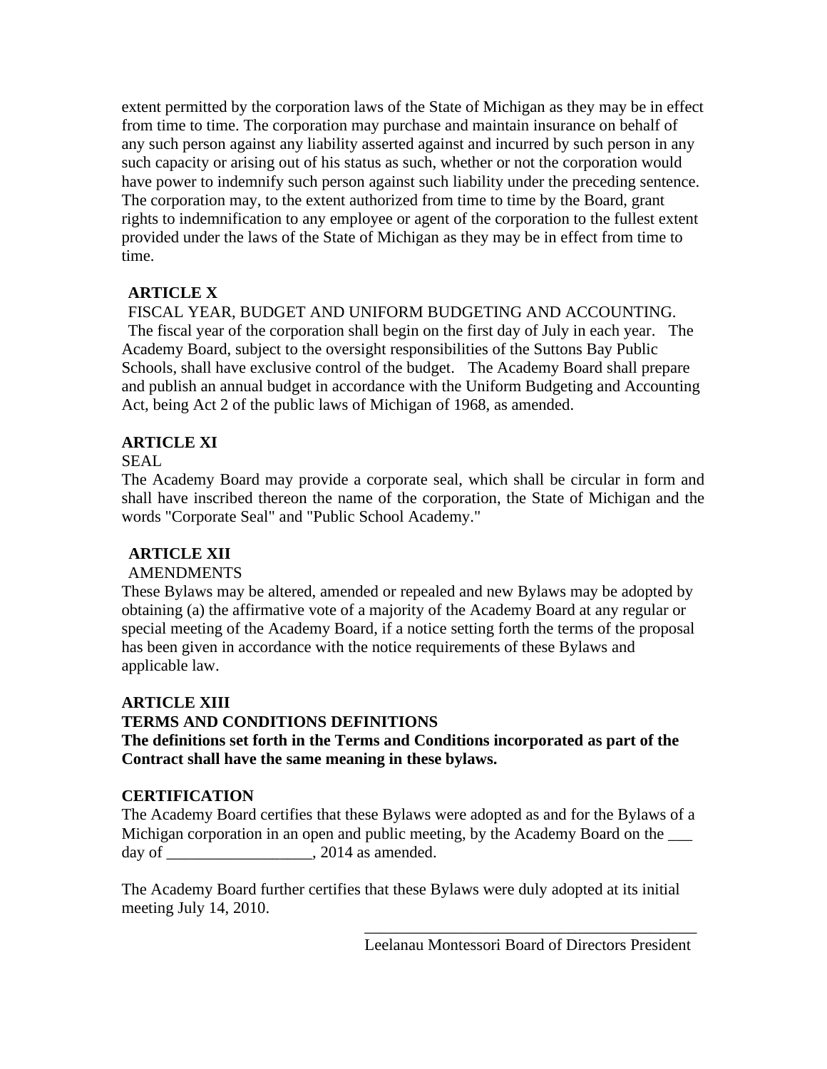extent permitted by the corporation laws of the State of Michigan as they may be in effect from time to time. The corporation may purchase and maintain insurance on behalf of any such person against any liability asserted against and incurred by such person in any such capacity or arising out of his status as such, whether or not the corporation would have power to indemnify such person against such liability under the preceding sentence. The corporation may, to the extent authorized from time to time by the Board, grant rights to indemnification to any employee or agent of the corporation to the fullest extent provided under the laws of the State of Michigan as they may be in effect from time to time.

**ARTICLE X**

FISCAL YEAR, BUDGET AND UNIFORM BUDGETING AND ACCOUNTING.

The fiscal year of the corporation shall begin on the first day of July in each year. The Academy Board, subject to the oversight responsibilities of the Suttons Bay Public Schools, shall have exclusive control of the budget. The Academy Board shall prepare and publish an annual budget in accordance with the Uniform Budgeting and Accounting Act, being Act 2 of the public laws of Michigan of 1968, as amended.

**ARTICLE XI**

SEAL

The Academy Board may provide a corporate seal, which shall be circular in form and shall have inscribed thereon the name of the corporation, the State of Michigan and the words "Corporate Seal" and "Public School Academy."

**ARTICLE XII**

AMENDMENTS

These Bylaws may be altered, amended or repealed and new Bylaws may be adopted by obtaining (a) the affirmative vote of a majority of the Academy Board at any regular or special meeting of the Academy Board, if a notice setting forth the terms of the proposal has been given in accordance with the notice requirements of these Bylaws and applicable law.

**ARTICLE XIII**

**TERMS AND CONDITIONS DEFINITIONS**

**The definitions set forth in the Terms and Conditions incorporated as part of the Contract shall have the same meaning in these bylaws.**

**CERTIFICATION**

The Academy Board certifies that these Bylaws were adopted as and for the Bylaws of a Michigan corporation in an open and public meeting, by the Academy Board on the ___ day of __________________, 2014 as amended.

The Academy Board further certifies that these Bylaws were duly adopted at its initial meeting July 14, 2010.

___________________________________________

Leelanau Montessori Board of Directors President